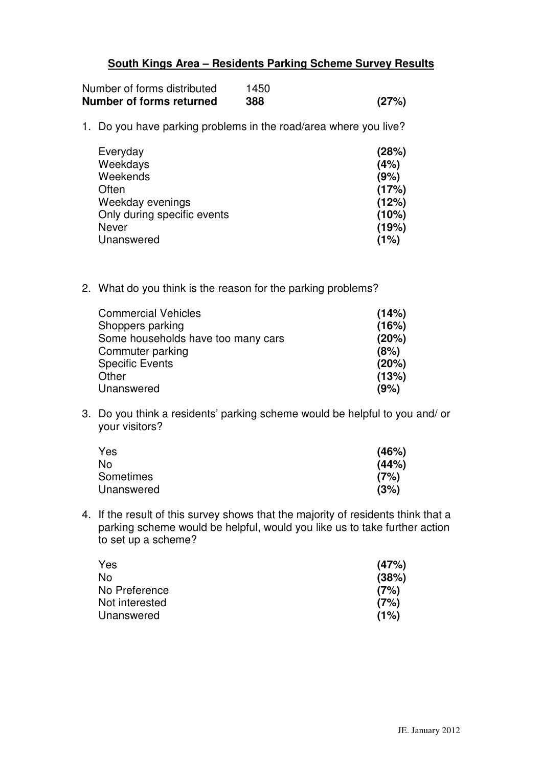# South Kings Area – Residents Parking Scheme Survey Results

| | | |
|---|---|---|
| Number of forms distributed | 1450 | |
| **Number of forms returned** | **388** | **(27%)** |

1. Do you have parking problems in the road/area where you live?

| | |
|---|---|
| Everyday | **(28%)** |
| Weekdays | **(4%)** |
| Weekends | **(9%)** |
| Often | **(17%)** |
| Weekday evenings | **(12%)** |
| Only during specific events | **(10%)** |
| Never | **(19%)** |
| Unanswered | **(1%)** |

2. What do you think is the reason for the parking problems?

| | |
|---|---|
| Commercial Vehicles | **(14%)** |
| Shoppers parking | **(16%)** |
| Some households have too many cars | **(20%)** |
| Commuter parking | **(8%)** |
| Specific Events | **(20%)** |
| Other | **(13%)** |
| Unanswered | **(9%)** |

3. Do you think a residents' parking scheme would be helpful to you and/ or your visitors?

| | |
|---|---|
| Yes | **(46%)** |
| No | **(44%)** |
| Sometimes | **(7%)** |
| Unanswered | **(3%)** |

4. If the result of this survey shows that the majority of residents think that a parking scheme would be helpful, would you like us to take further action to set up a scheme?

| | |
|---|---|
| Yes | **(47%)** |
| No | **(38%)** |
| No Preference | **(7%)** |
| Not interested | **(7%)** |
| Unanswered | **(1%)** |

JE. January 2012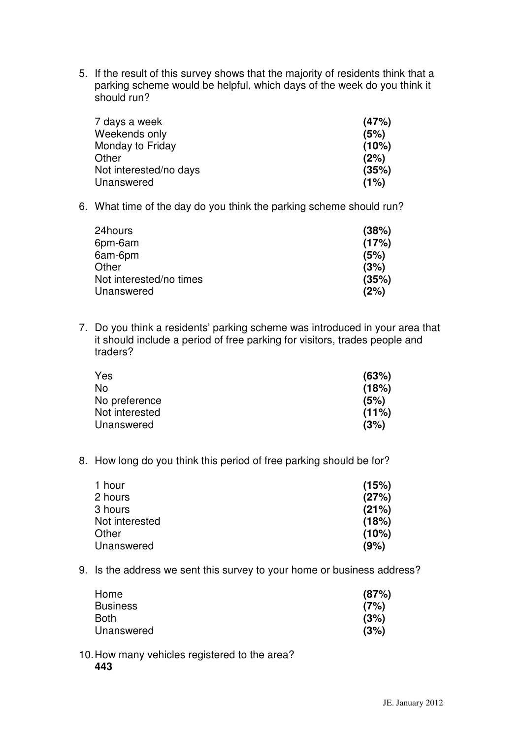5. If the result of this survey shows that the majority of residents think that a parking scheme would be helpful, which days of the week do you think it should run?

| | |
|---|---|
| 7 days a week | **(47%)** |
| Weekends only | **(5%)** |
| Monday to Friday | **(10%)** |
| Other | **(2%)** |
| Not interested/no days | **(35%)** |
| Unanswered | **(1%)** |

6. What time of the day do you think the parking scheme should run?

| | |
|---|---|
| 24hours | **(38%)** |
| 6pm-6am | **(17%)** |
| 6am-6pm | **(5%)** |
| Other | **(3%)** |
| Not interested/no times | **(35%)** |
| Unanswered | **(2%)** |

7. Do you think a residents' parking scheme was introduced in your area that it should include a period of free parking for visitors, trades people and traders?

| | |
|---|---|
| Yes | **(63%)** |
| No | **(18%)** |
| No preference | **(5%)** |
| Not interested | **(11%)** |
| Unanswered | **(3%)** |

8. How long do you think this period of free parking should be for?

| | |
|---|---|
| 1 hour | **(15%)** |
| 2 hours | **(27%)** |
| 3 hours | **(21%)** |
| Not interested | **(18%)** |
| Other | **(10%)** |
| Unanswered | **(9%)** |

9. Is the address we sent this survey to your home or business address?

| | |
|---|---|
| Home | **(87%)** |
| Business | **(7%)** |
| Both | **(3%)** |
| Unanswered | **(3%)** |

10. How many vehicles registered to the area?
**443**

JE. January 2012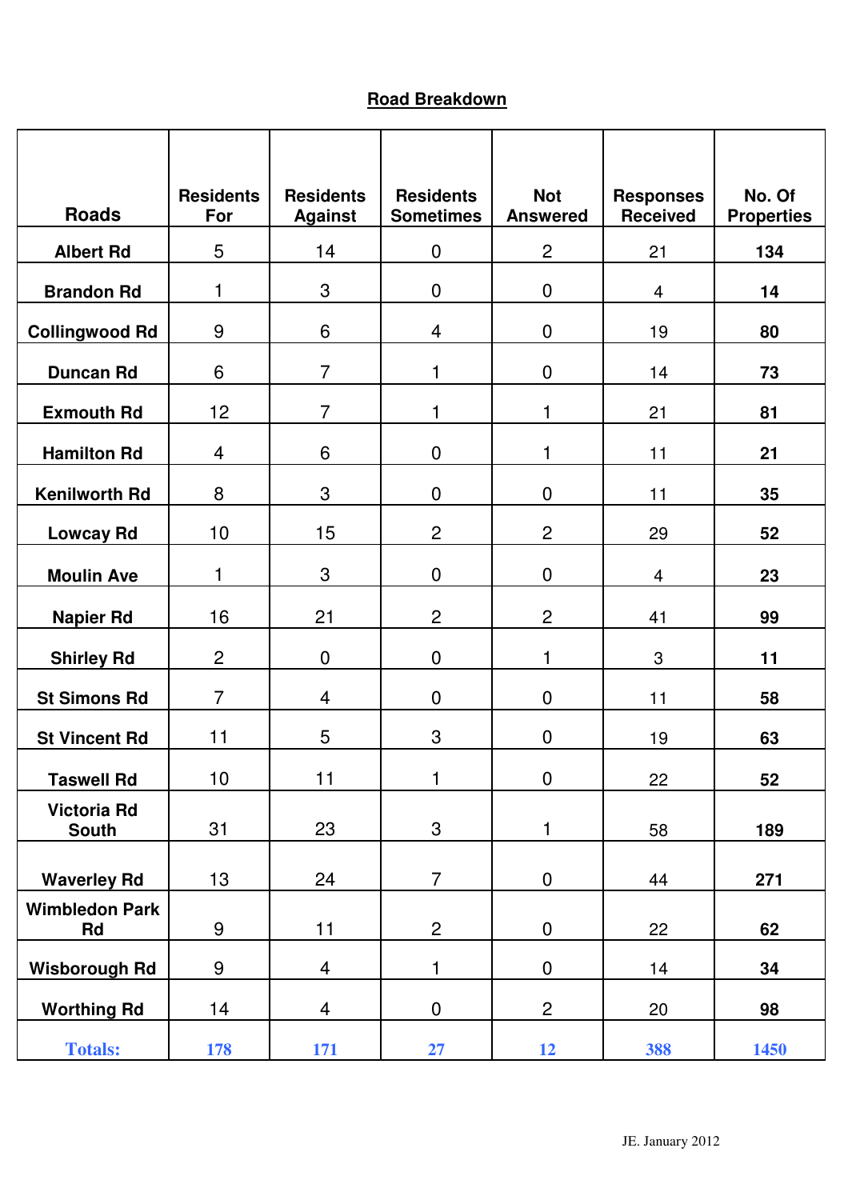## Road Breakdown

| Roads | Residents For | Residents Against | Residents Sometimes | Not Answered | Responses Received | No. Of Properties |
|---|---|---|---|---|---|---|
| Albert Rd | 5 | 14 | 0 | 2 | 21 | **134** |
| Brandon Rd | 1 | 3 | 0 | 0 | 4 | **14** |
| Collingwood Rd | 9 | 6 | 4 | 0 | 19 | **80** |
| Duncan Rd | 6 | 7 | 1 | 0 | 14 | **73** |
| Exmouth Rd | 12 | 7 | 1 | 1 | 21 | **81** |
| Hamilton Rd | 4 | 6 | 0 | 1 | 11 | **21** |
| Kenilworth Rd | 8 | 3 | 0 | 0 | 11 | **35** |
| Lowcay Rd | 10 | 15 | 2 | 2 | 29 | **52** |
| Moulin Ave | 1 | 3 | 0 | 0 | 4 | **23** |
| Napier Rd | 16 | 21 | 2 | 2 | 41 | **99** |
| Shirley Rd | 2 | 0 | 0 | 1 | 3 | **11** |
| St Simons Rd | 7 | 4 | 0 | 0 | 11 | **58** |
| St Vincent Rd | 11 | 5 | 3 | 0 | 19 | **63** |
| Taswell Rd | 10 | 11 | 1 | 0 | 22 | **52** |
| Victoria Rd South | 31 | 23 | 3 | 1 | 58 | **189** |
| Waverley Rd | 13 | 24 | 7 | 0 | 44 | **271** |
| Wimbledon Park Rd | 9 | 11 | 2 | 0 | 22 | **62** |
| Wisborough Rd | 9 | 4 | 1 | 0 | 14 | **34** |
| Worthing Rd | 14 | 4 | 0 | 2 | 20 | **98** |
| **Totals:** | **178** | **171** | **27** | **12** | **388** | **1450** |

JE. January 2012